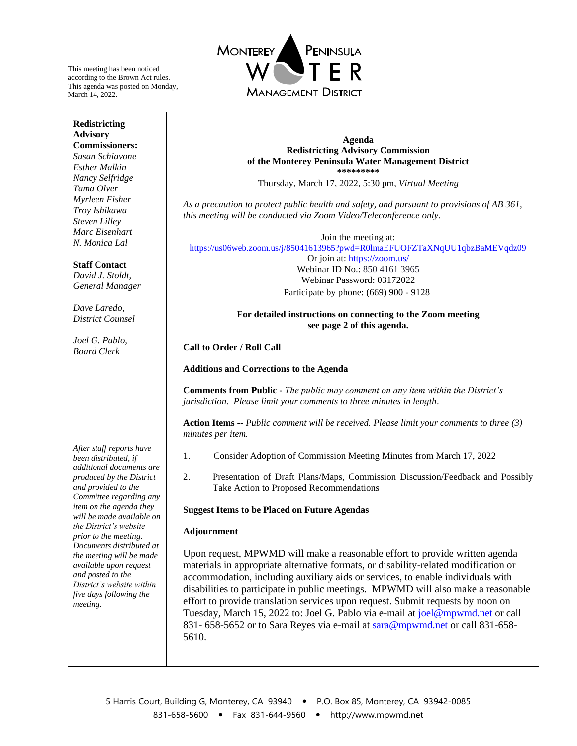This meeting has been noticed according to the Brown Act rules. This agenda was posted on Monday, March 14, 2022.

MONTEREY PENINSULA WATER MANAGEMENT DISTRICT

**Redistricting Advisory Commissioners:**
*Susan Schiavone*
*Esther Malkin*
*Nancy Selfridge*
*Tama Olver*
*Myrleen Fisher*
*Troy Ishikawa*
*Steven Lilley*
*Marc Eisenhart*
*N. Monica Lal*

**Staff Contact**
*David J. Stoldt, General Manager*

*Dave Laredo, District Counsel*

*Joel G. Pablo, Board Clerk*

*After staff reports have been distributed, if additional documents are produced by the District and provided to the Committee regarding any item on the agenda they will be made available on the District's website prior to the meeting. Documents distributed at the meeting will be made available upon request and posted to the District's website within five days following the meeting.*

**Agenda**
**Redistricting Advisory Commission**
**of the Monterey Peninsula Water Management District**
**\*\*\*\*\*\*\*\*\***

Thursday, March 17, 2022, 5:30 pm, *Virtual Meeting*

*As a precaution to protect public health and safety, and pursuant to provisions of AB 361, this meeting will be conducted via Zoom Video/Teleconference only.*

Join the meeting at:
https://us06web.zoom.us/j/85041613965?pwd=R0lmaEFUOFZTaXNqUU1qbzBaMEVqdz09
Or join at: https://zoom.us/
Webinar ID No.: 850 4161 3965
Webinar Password: 03172022
Participate by phone: (669) 900 - 9128

**For detailed instructions on connecting to the Zoom meeting see page 2 of this agenda.**

**Call to Order / Roll Call**

**Additions and Corrections to the Agenda**

**Comments from Public -** *The public may comment on any item within the District's jurisdiction. Please limit your comments to three minutes in length*.

**Action Items** -- *Public comment will be received. Please limit your comments to three (3) minutes per item.*

1. Consider Adoption of Commission Meeting Minutes from March 17, 2022

2. Presentation of Draft Plans/Maps, Commission Discussion/Feedback and Possibly Take Action to Proposed Recommendations

**Suggest Items to be Placed on Future Agendas**

**Adjournment**

Upon request, MPWMD will make a reasonable effort to provide written agenda materials in appropriate alternative formats, or disability-related modification or accommodation, including auxiliary aids or services, to enable individuals with disabilities to participate in public meetings. MPWMD will also make a reasonable effort to provide translation services upon request. Submit requests by noon on Tuesday, March 15, 2022 to: Joel G. Pablo via e-mail at joel@mpwmd.net or call 831- 658-5652 or to Sara Reyes via e-mail at sara@mpwmd.net or call 831-658-5610.

5 Harris Court, Building G, Monterey, CA 93940 • P.O. Box 85, Monterey, CA 93942-0085
831-658-5600 • Fax 831-644-9560 • http://www.mpwmd.net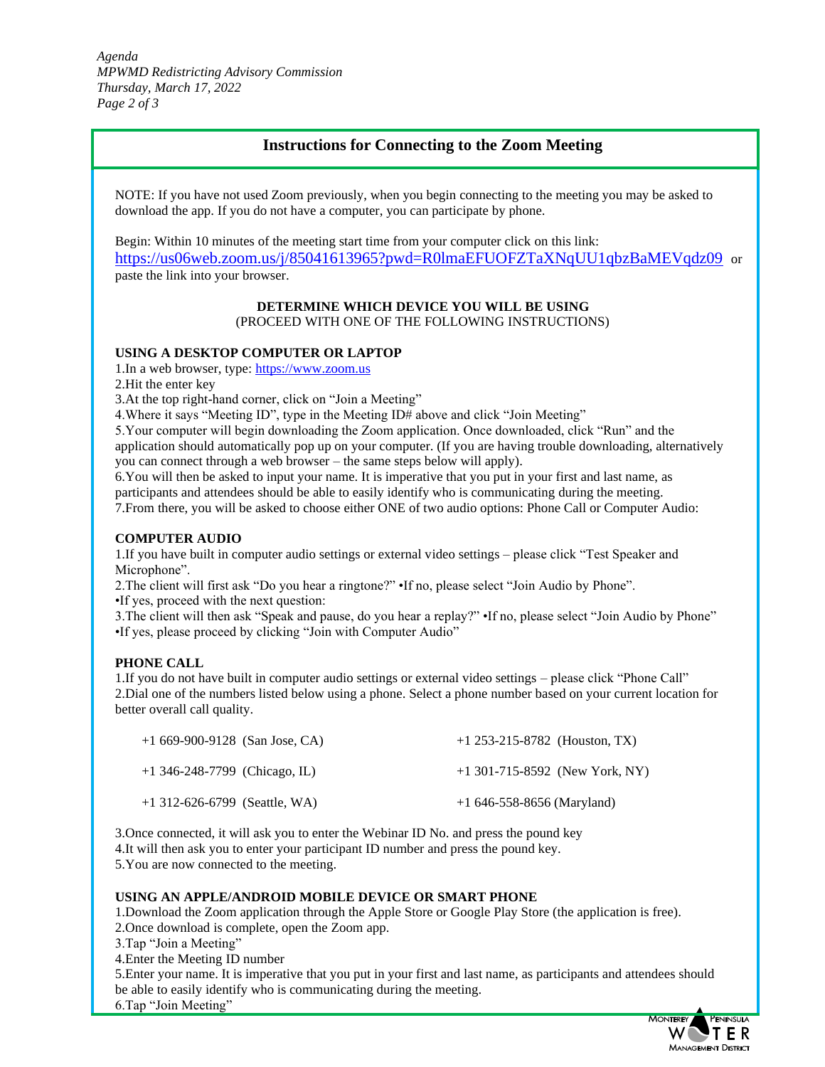## Instructions for Connecting to the Zoom Meeting

NOTE: If you have not used Zoom previously, when you begin connecting to the meeting you may be asked to download the app. If you do not have a computer, you can participate by phone.

Begin: Within 10 minutes of the meeting start time from your computer click on this link: https://us06web.zoom.us/j/85041613965?pwd=R0lmaEFUOFZTaXNqUU1qbzBaMEVqdz09 or paste the link into your browser.

**DETERMINE WHICH DEVICE YOU WILL BE USING**
(PROCEED WITH ONE OF THE FOLLOWING INSTRUCTIONS)

**USING A DESKTOP COMPUTER OR LAPTOP**

1.In a web browser, type: https://www.zoom.us
2.Hit the enter key
3.At the top right-hand corner, click on "Join a Meeting"
4.Where it says "Meeting ID", type in the Meeting ID# above and click "Join Meeting"
5.Your computer will begin downloading the Zoom application. Once downloaded, click "Run" and the application should automatically pop up on your computer. (If you are having trouble downloading, alternatively you can connect through a web browser – the same steps below will apply).
6.You will then be asked to input your name. It is imperative that you put in your first and last name, as participants and attendees should be able to easily identify who is communicating during the meeting.
7.From there, you will be asked to choose either ONE of two audio options: Phone Call or Computer Audio:

**COMPUTER AUDIO**

1.If you have built in computer audio settings or external video settings – please click "Test Speaker and Microphone".
2.The client will first ask "Do you hear a ringtone?" •If no, please select "Join Audio by Phone".
•If yes, proceed with the next question:
3.The client will then ask "Speak and pause, do you hear a replay?" •If no, please select "Join Audio by Phone"
•If yes, please proceed by clicking "Join with Computer Audio"

**PHONE CALL**

1.If you do not have built in computer audio settings or external video settings – please click "Phone Call"
2.Dial one of the numbers listed below using a phone. Select a phone number based on your current location for better overall call quality.

| | |
|---|---|
| +1 669-900-9128 (San Jose, CA) | +1 253-215-8782 (Houston, TX) |
| +1 346-248-7799 (Chicago, IL) | +1 301-715-8592 (New York, NY) |
| +1 312-626-6799 (Seattle, WA) | +1 646-558-8656 (Maryland) |

3.Once connected, it will ask you to enter the Webinar ID No. and press the pound key
4.It will then ask you to enter your participant ID number and press the pound key.
5.You are now connected to the meeting.

**USING AN APPLE/ANDROID MOBILE DEVICE OR SMART PHONE**

1.Download the Zoom application through the Apple Store or Google Play Store (the application is free).
2.Once download is complete, open the Zoom app.
3.Tap "Join a Meeting"
4.Enter the Meeting ID number
5.Enter your name. It is imperative that you put in your first and last name, as participants and attendees should be able to easily identify who is communicating during the meeting.
6.Tap "Join Meeting"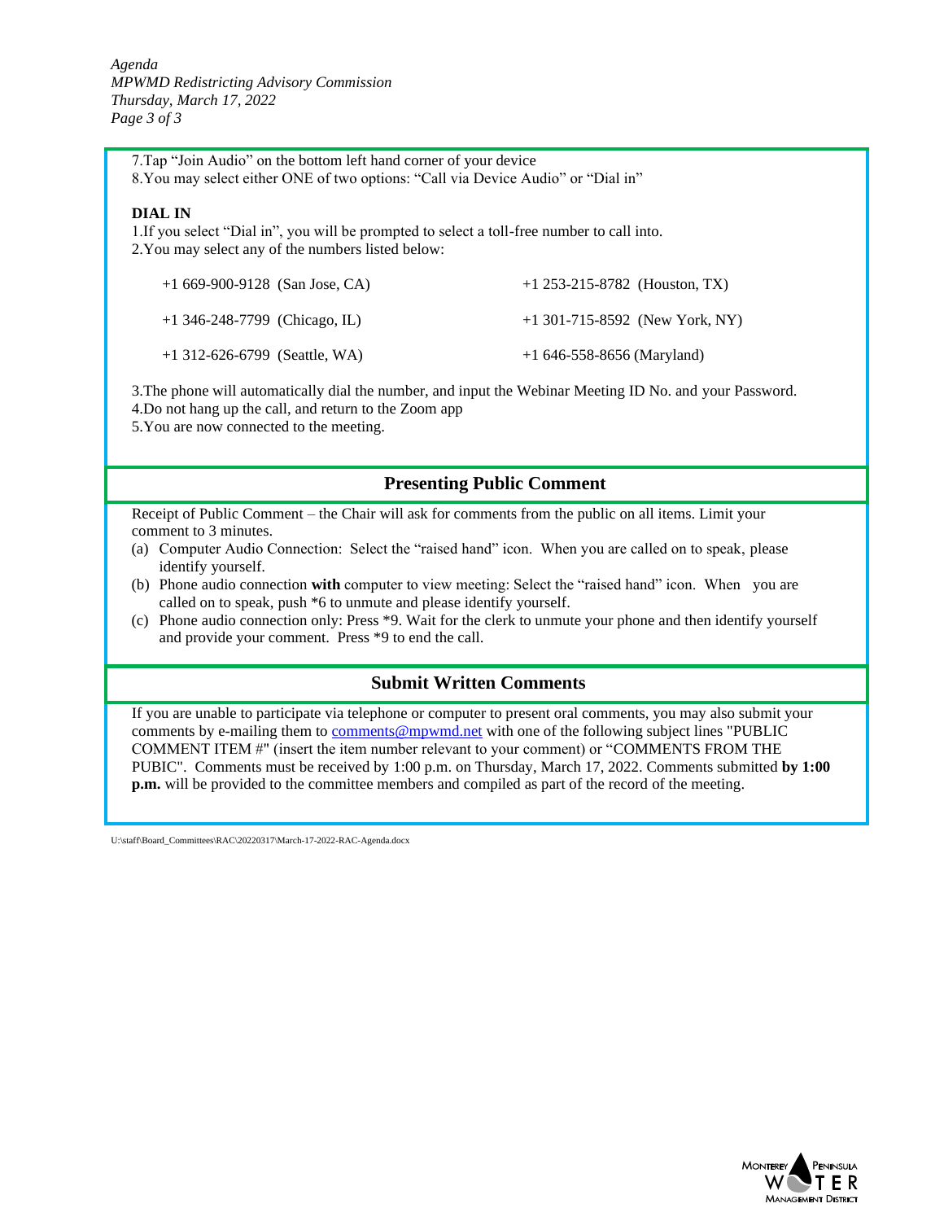7.Tap "Join Audio" on the bottom left hand corner of your device
8.You may select either ONE of two options: "Call via Device Audio" or "Dial in"

**DIAL IN**

1.If you select "Dial in", you will be prompted to select a toll-free number to call into.
2.You may select any of the numbers listed below:

| | |
|---|---|
| +1 669-900-9128 (San Jose, CA) | +1 253-215-8782 (Houston, TX) |
| +1 346-248-7799 (Chicago, IL) | +1 301-715-8592 (New York, NY) |
| +1 312-626-6799 (Seattle, WA) | +1 646-558-8656 (Maryland) |

3.The phone will automatically dial the number, and input the Webinar Meeting ID No. and your Password.
4.Do not hang up the call, and return to the Zoom app
5.You are now connected to the meeting.

## Presenting Public Comment

Receipt of Public Comment – the Chair will ask for comments from the public on all items. Limit your comment to 3 minutes.

(a) Computer Audio Connection: Select the "raised hand" icon. When you are called on to speak, please identify yourself.
(b) Phone audio connection **with** computer to view meeting: Select the "raised hand" icon. When you are called on to speak, push *6 to unmute and please identify yourself.
(c) Phone audio connection only: Press *9. Wait for the clerk to unmute your phone and then identify yourself and provide your comment. Press *9 to end the call.

## Submit Written Comments

If you are unable to participate via telephone or computer to present oral comments, you may also submit your comments by e-mailing them to comments@mpwmd.net with one of the following subject lines "PUBLIC COMMENT ITEM #" (insert the item number relevant to your comment) or "COMMENTS FROM THE PUBIC". Comments must be received by 1:00 p.m. on Thursday, March 17, 2022. Comments submitted **by 1:00 p.m.** will be provided to the committee members and compiled as part of the record of the meeting.

U:\staff\Board_Committees\RAC\20220317\March-17-2022-RAC-Agenda.docx